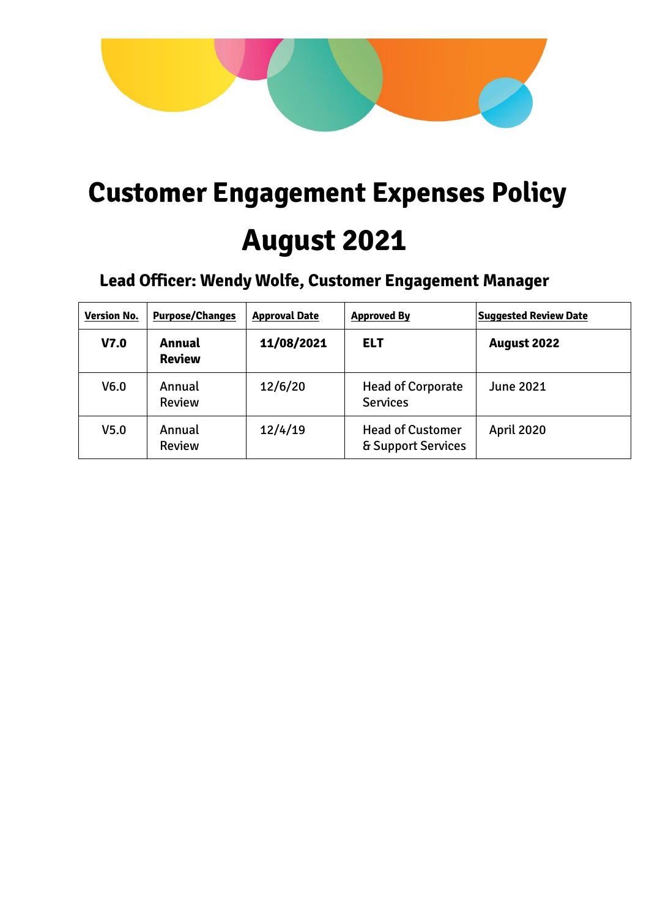# Customer Engagement Expenses Policy

# August 2021

## Lead Officer: Wendy Wolfe, Customer Engagement Manager

| Version No. | Purpose/Changes | Approval Date | Approved By | Suggested Review Date |
|---|---|---|---|---|
| **V7.0** | **Annual Review** | **11/08/2021** | **ELT** | **August 2022** |
| V6.0 | Annual Review | 12/6/20 | Head of Corporate Services | June 2021 |
| V5.0 | Annual Review | 12/4/19 | Head of Customer & Support Services | April 2020 |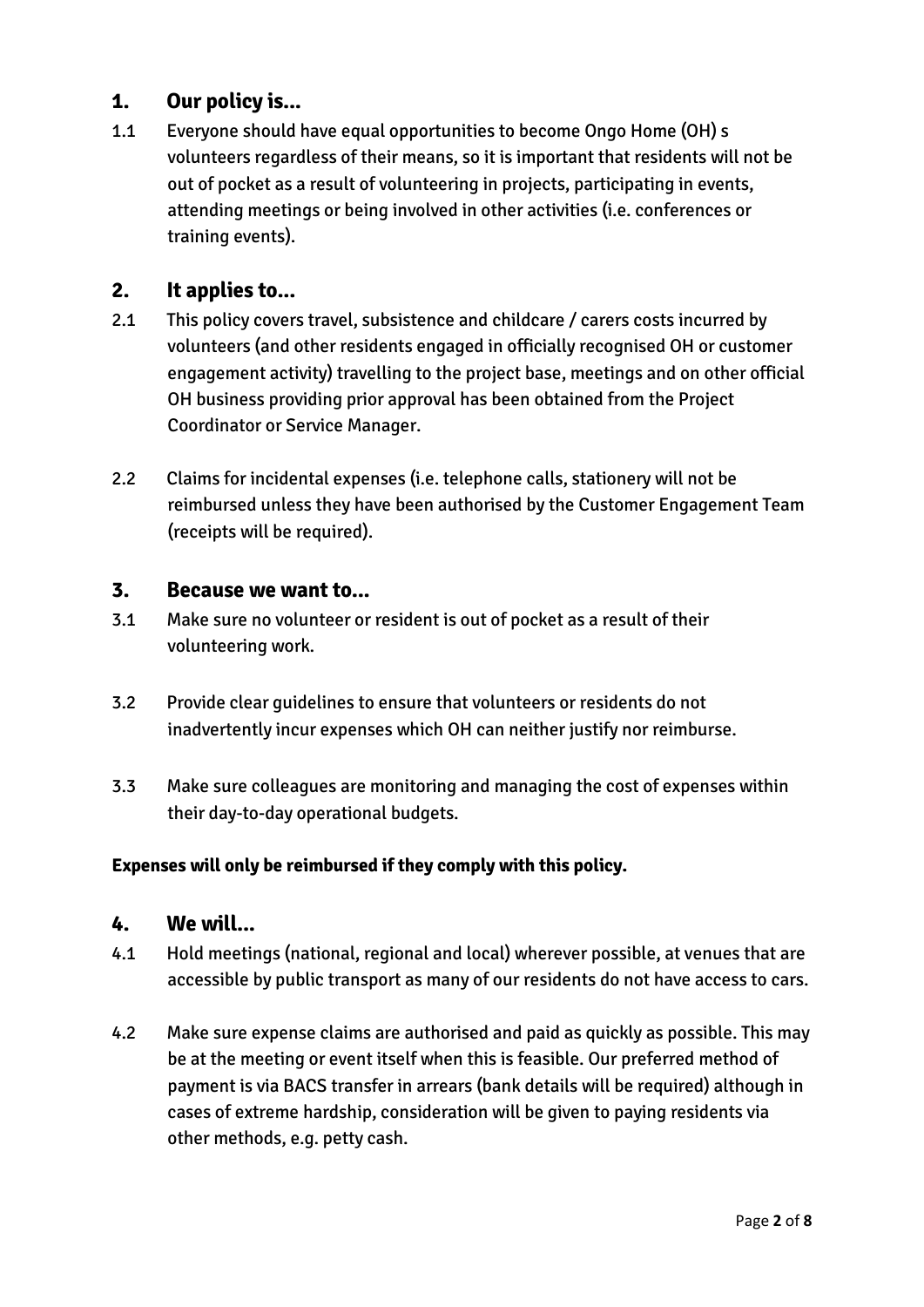## 1. Our policy is...

1.1 Everyone should have equal opportunities to become Ongo Home (OH) s volunteers regardless of their means, so it is important that residents will not be out of pocket as a result of volunteering in projects, participating in events, attending meetings or being involved in other activities (i.e. conferences or training events).

## 2. It applies to...

2.1 This policy covers travel, subsistence and childcare / carers costs incurred by volunteers (and other residents engaged in officially recognised OH or customer engagement activity) travelling to the project base, meetings and on other official OH business providing prior approval has been obtained from the Project Coordinator or Service Manager.

2.2 Claims for incidental expenses (i.e. telephone calls, stationery will not be reimbursed unless they have been authorised by the Customer Engagement Team (receipts will be required).

## 3. Because we want to...

3.1 Make sure no volunteer or resident is out of pocket as a result of their volunteering work.

3.2 Provide clear guidelines to ensure that volunteers or residents do not inadvertently incur expenses which OH can neither justify nor reimburse.

3.3 Make sure colleagues are monitoring and managing the cost of expenses within their day-to-day operational budgets.

**Expenses will only be reimbursed if they comply with this policy.**

## 4. We will...

4.1 Hold meetings (national, regional and local) wherever possible, at venues that are accessible by public transport as many of our residents do not have access to cars.

4.2 Make sure expense claims are authorised and paid as quickly as possible. This may be at the meeting or event itself when this is feasible. Our preferred method of payment is via BACS transfer in arrears (bank details will be required) although in cases of extreme hardship, consideration will be given to paying residents via other methods, e.g. petty cash.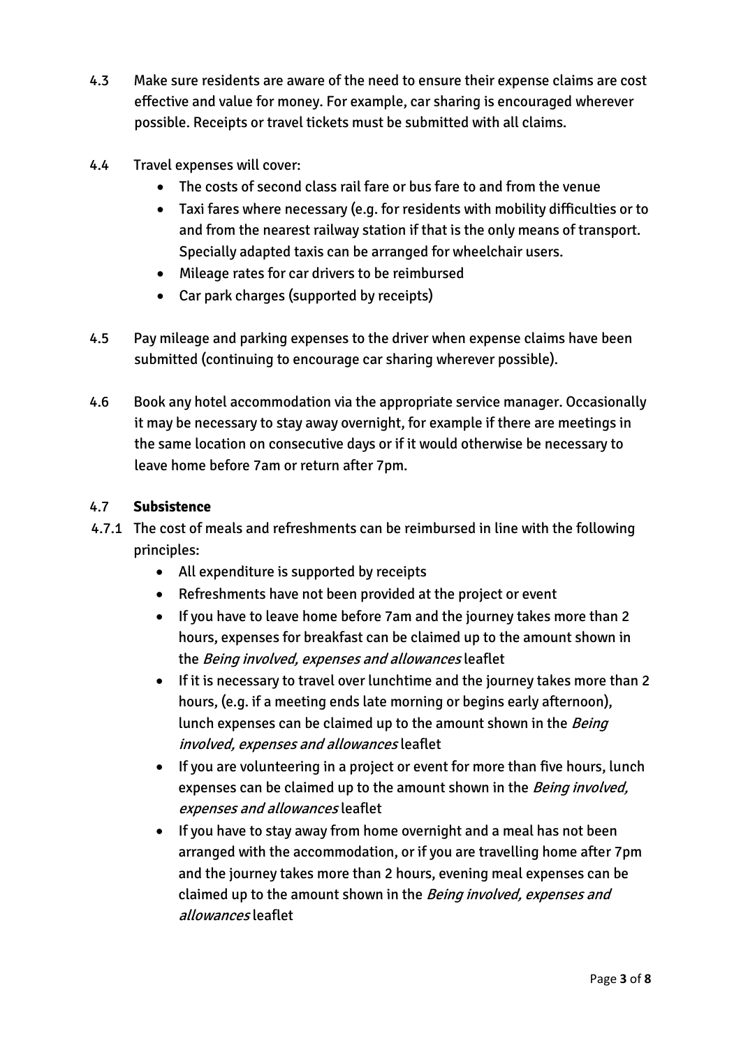4.3 Make sure residents are aware of the need to ensure their expense claims are cost effective and value for money. For example, car sharing is encouraged wherever possible. Receipts or travel tickets must be submitted with all claims.

4.4 Travel expenses will cover:

- The costs of second class rail fare or bus fare to and from the venue
- Taxi fares where necessary (e.g. for residents with mobility difficulties or to and from the nearest railway station if that is the only means of transport. Specially adapted taxis can be arranged for wheelchair users.
- Mileage rates for car drivers to be reimbursed
- Car park charges (supported by receipts)

4.5 Pay mileage and parking expenses to the driver when expense claims have been submitted (continuing to encourage car sharing wherever possible).

4.6 Book any hotel accommodation via the appropriate service manager. Occasionally it may be necessary to stay away overnight, for example if there are meetings in the same location on consecutive days or if it would otherwise be necessary to leave home before 7am or return after 7pm.

4.7 **Subsistence**

4.7.1 The cost of meals and refreshments can be reimbursed in line with the following principles:

- All expenditure is supported by receipts
- Refreshments have not been provided at the project or event
- If you have to leave home before 7am and the journey takes more than 2 hours, expenses for breakfast can be claimed up to the amount shown in the *Being involved, expenses and allowances* leaflet
- If it is necessary to travel over lunchtime and the journey takes more than 2 hours, (e.g. if a meeting ends late morning or begins early afternoon), lunch expenses can be claimed up to the amount shown in the *Being involved, expenses and allowances* leaflet
- If you are volunteering in a project or event for more than five hours, lunch expenses can be claimed up to the amount shown in the *Being involved, expenses and allowances* leaflet
- If you have to stay away from home overnight and a meal has not been arranged with the accommodation, or if you are travelling home after 7pm and the journey takes more than 2 hours, evening meal expenses can be claimed up to the amount shown in the *Being involved, expenses and allowances* leaflet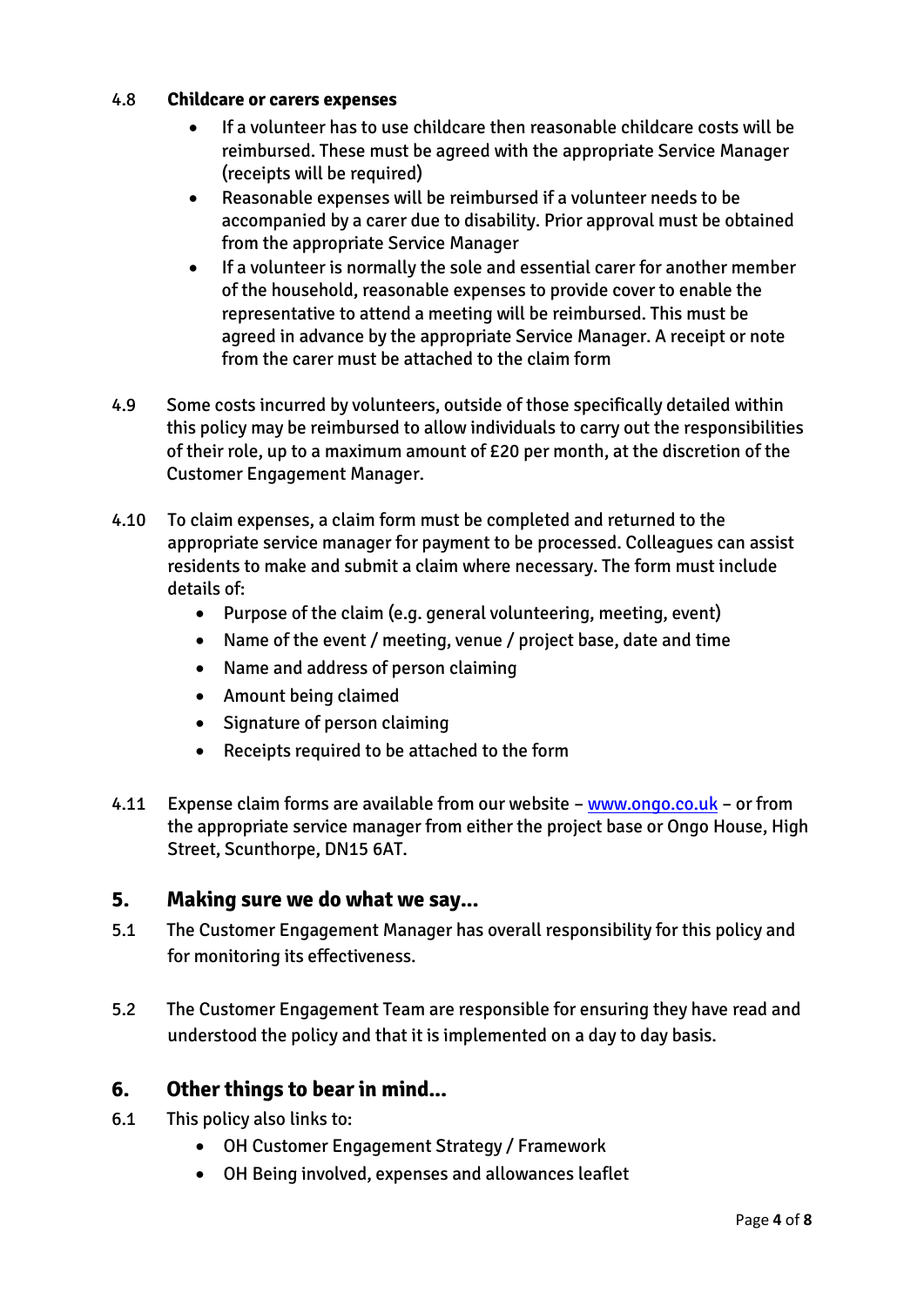4.8 **Childcare or carers expenses**

- If a volunteer has to use childcare then reasonable childcare costs will be reimbursed. These must be agreed with the appropriate Service Manager (receipts will be required)
- Reasonable expenses will be reimbursed if a volunteer needs to be accompanied by a carer due to disability. Prior approval must be obtained from the appropriate Service Manager
- If a volunteer is normally the sole and essential carer for another member of the household, reasonable expenses to provide cover to enable the representative to attend a meeting will be reimbursed. This must be agreed in advance by the appropriate Service Manager. A receipt or note from the carer must be attached to the claim form

4.9 Some costs incurred by volunteers, outside of those specifically detailed within this policy may be reimbursed to allow individuals to carry out the responsibilities of their role, up to a maximum amount of £20 per month, at the discretion of the Customer Engagement Manager.

4.10 To claim expenses, a claim form must be completed and returned to the appropriate service manager for payment to be processed. Colleagues can assist residents to make and submit a claim where necessary. The form must include details of:

- Purpose of the claim (e.g. general volunteering, meeting, event)
- Name of the event / meeting, venue / project base, date and time
- Name and address of person claiming
- Amount being claimed
- Signature of person claiming
- Receipts required to be attached to the form

4.11 Expense claim forms are available from our website – [www.ongo.co.uk](http://www.ongo.co.uk) – or from the appropriate service manager from either the project base or Ongo House, High Street, Scunthorpe, DN15 6AT.

## 5. Making sure we do what we say...

5.1 The Customer Engagement Manager has overall responsibility for this policy and for monitoring its effectiveness.

5.2 The Customer Engagement Team are responsible for ensuring they have read and understood the policy and that it is implemented on a day to day basis.

## 6. Other things to bear in mind...

6.1 This policy also links to:

- OH Customer Engagement Strategy / Framework
- OH Being involved, expenses and allowances leaflet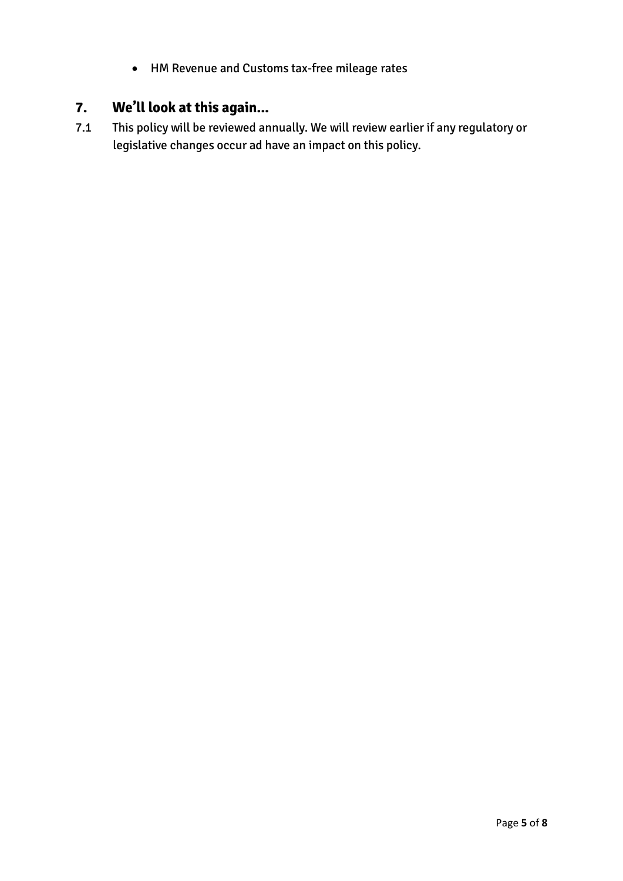- HM Revenue and Customs tax-free mileage rates

## 7. We'll look at this again...

7.1 This policy will be reviewed annually. We will review earlier if any regulatory or legislative changes occur ad have an impact on this policy.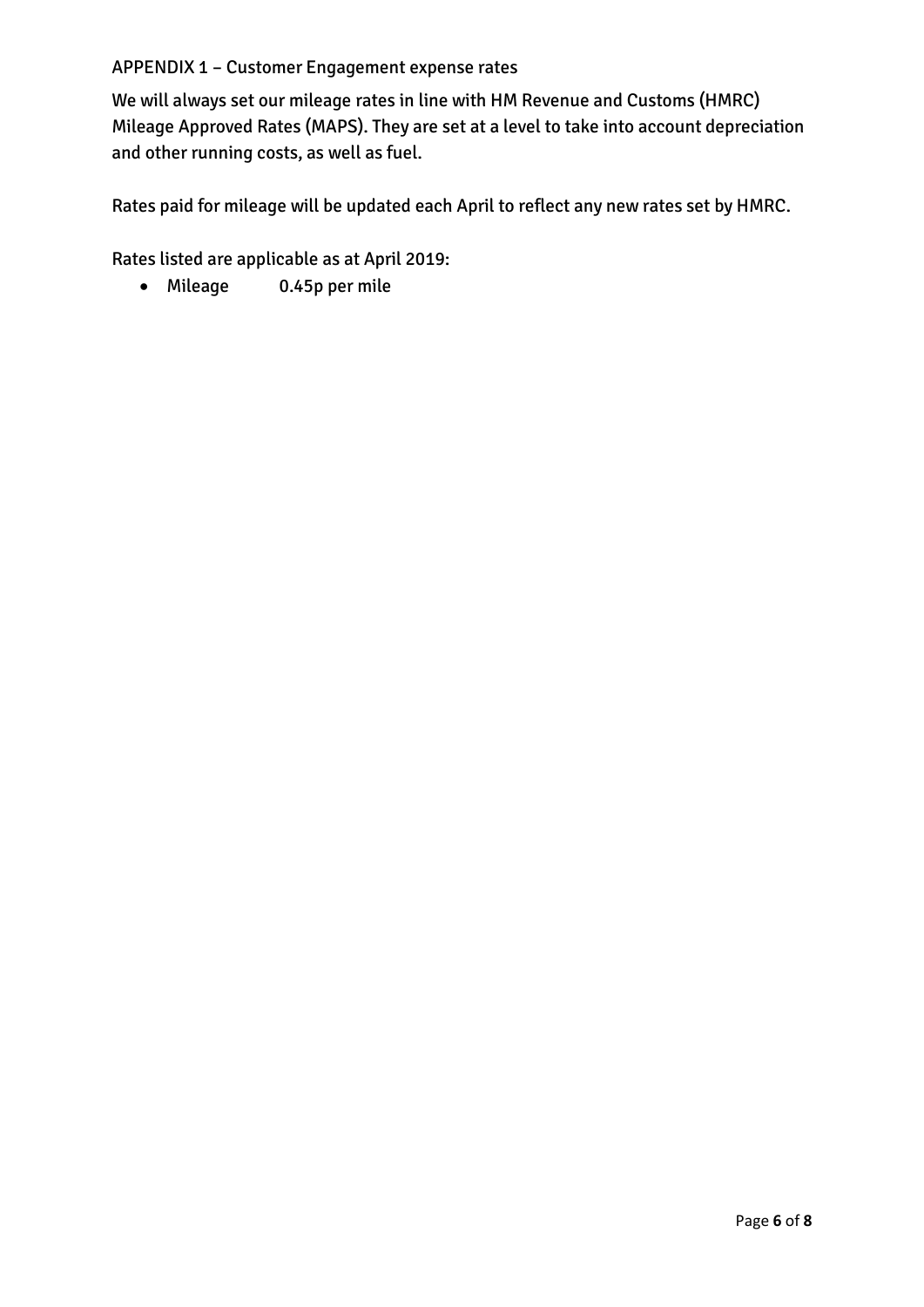## APPENDIX 1 – Customer Engagement expense rates

We will always set our mileage rates in line with HM Revenue and Customs (HMRC) Mileage Approved Rates (MAPS). They are set at a level to take into account depreciation and other running costs, as well as fuel.

Rates paid for mileage will be updated each April to reflect any new rates set by HMRC.

Rates listed are applicable as at April 2019:

- Mileage 0.45p per mile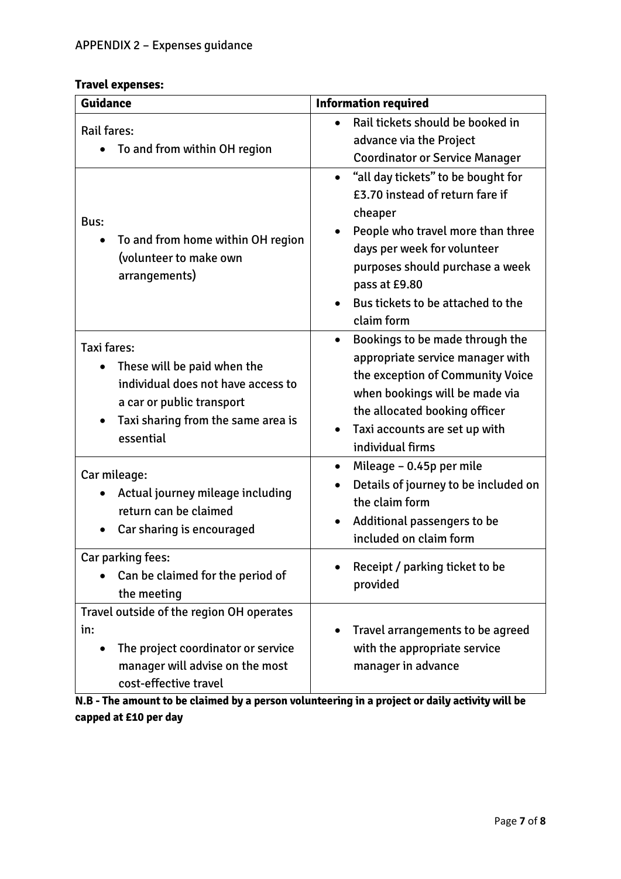APPENDIX 2 – Expenses guidance

**Travel expenses:**

| **Guidance** | **Information required** |
|---|---|
| Rail fares:<br>• To and from within OH region | • Rail tickets should be booked in advance via the Project Coordinator or Service Manager |
| Bus:<br>• To and from home within OH region (volunteer to make own arrangements) | • "all day tickets" to be bought for £3.70 instead of return fare if cheaper<br>• People who travel more than three days per week for volunteer purposes should purchase a week pass at £9.80<br>• Bus tickets to be attached to the claim form |
| Taxi fares:<br>• These will be paid when the individual does not have access to a car or public transport<br>• Taxi sharing from the same area is essential | • Bookings to be made through the appropriate service manager with the exception of Community Voice when bookings will be made via the allocated booking officer<br>• Taxi accounts are set up with individual firms |
| Car mileage:<br>• Actual journey mileage including return can be claimed<br>• Car sharing is encouraged | • Mileage – 0.45p per mile<br>• Details of journey to be included on the claim form<br>• Additional passengers to be included on claim form |
| Car parking fees:<br>• Can be claimed for the period of the meeting | • Receipt / parking ticket to be provided |
| Travel outside of the region OH operates in:<br>• The project coordinator or service manager will advise on the most cost-effective travel | • Travel arrangements to be agreed with the appropriate service manager in advance |

**N.B - The amount to be claimed by a person volunteering in a project or daily activity will be capped at £10 per day**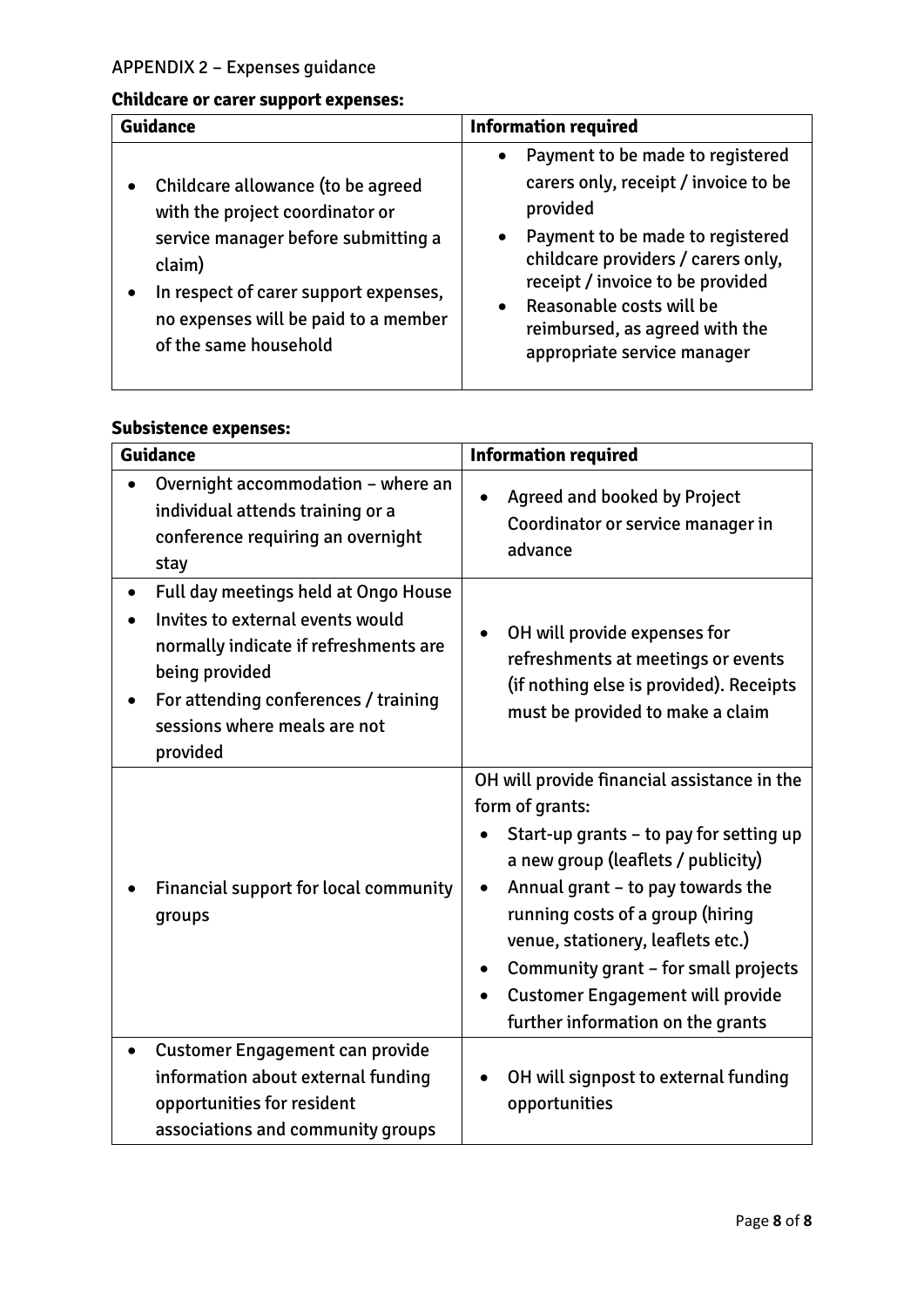APPENDIX 2 – Expenses guidance

**Childcare or carer support expenses:**

| Guidance | Information required |
|---|---|
| • Childcare allowance (to be agreed with the project coordinator or service manager before submitting a claim)<br>• In respect of carer support expenses, no expenses will be paid to a member of the same household | • Payment to be made to registered carers only, receipt / invoice to be provided<br>• Payment to be made to registered childcare providers / carers only, receipt / invoice to be provided<br>• Reasonable costs will be reimbursed, as agreed with the appropriate service manager |

**Subsistence expenses:**

| Guidance | Information required |
|---|---|
| • Overnight accommodation – where an individual attends training or a conference requiring an overnight stay | • Agreed and booked by Project Coordinator or service manager in advance |
| • Full day meetings held at Ongo House<br>• Invites to external events would normally indicate if refreshments are being provided<br>• For attending conferences / training sessions where meals are not provided | • OH will provide expenses for refreshments at meetings or events (if nothing else is provided). Receipts must be provided to make a claim |
| • Financial support for local community groups | OH will provide financial assistance in the form of grants:<br>• Start-up grants – to pay for setting up a new group (leaflets / publicity)<br>• Annual grant – to pay towards the running costs of a group (hiring venue, stationery, leaflets etc.)<br>• Community grant – for small projects<br>• Customer Engagement will provide further information on the grants |
| • Customer Engagement can provide information about external funding opportunities for resident associations and community groups | • OH will signpost to external funding opportunities |